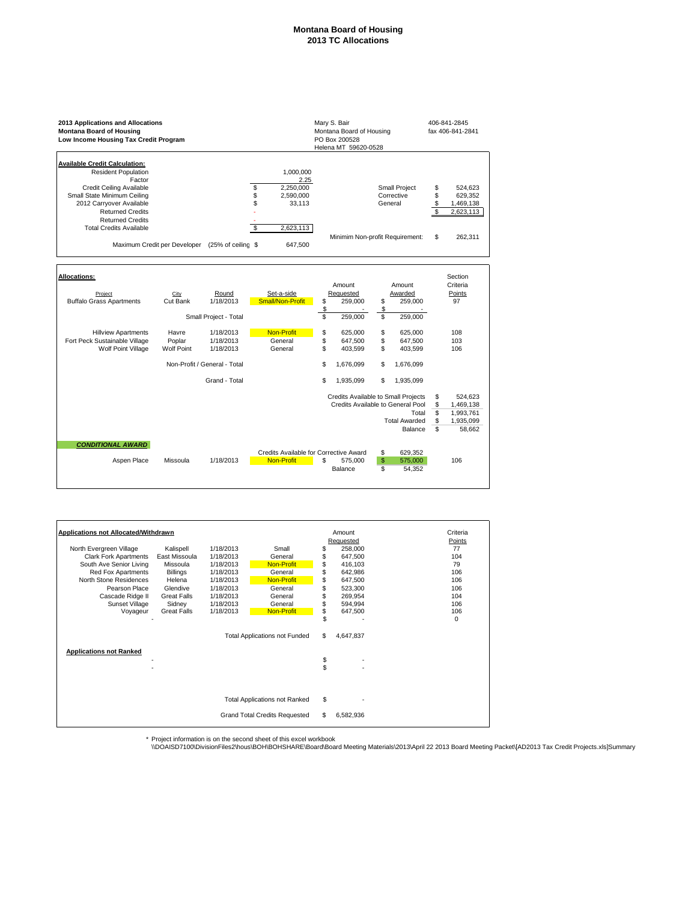# Montana Board of Housing
## 2013 TC Allocations

**2013 Applications and Allocations**
**Montana Board of Housing**
**Low Income Housing Tax Credit Program**

Mary S. Bair
Montana Board of Housing
PO Box 200528
Helena MT 59620-0528

406-841-2845
fax 406-841-2841

**Available Credit Calculation:**

| | | | |
|---|---|---|---|
| Resident Population | 1,000,000 | | |
| Factor | 2.25 | | |
| Credit Ceiling Available | $ 2,250,000 | Small Project | $ 524,623 |
| Small State Minimum Ceiling | $ 2,590,000 | Corrective | $ 629,352 |
| 2012 Carryover Available | $ 33,113 | General | $ 1,469,138 |
| Returned Credits | - | | $ 2,623,113 |
| Returned Credits | - | | |
| Total Credits Available | $ 2,623,113 | | |
| | | Minimim Non-profit Requirement: | $ 262,311 |
| Maximum Credit per Developer (25% of ceiling | $ 647,500 | | |

**Allocations:**

| Project | City | Round | Set-a-side | Amount Requested | Amount Awarded | Section Criteria Points |
|---|---|---|---|---|---|---|
| Buffalo Grass Apartments | Cut Bank | 1/18/2013 | Small/Non-Profit | $ 259,000 | $ 259,000 | 97 |
| | | | | $ - | $ - | |
| | Small Project - Total | | | $ 259,000 | $ 259,000 | |
| Hillview Apartments | Havre | 1/18/2013 | Non-Profit | $ 625,000 | $ 625,000 | 108 |
| Fort Peck Sustainable Village | Poplar | 1/18/2013 | General | $ 647,500 | $ 647,500 | 103 |
| Wolf Point Village | Wolf Point | 1/18/2013 | General | $ 403,599 | $ 403,599 | 106 |
| | Non-Profit / General - Total | | | $ 1,676,099 | $ 1,676,099 | |
| | Grand - Total | | | $ 1,935,099 | $ 1,935,099 | |

| | |
|---|---|
| Credits Available to Small Projects | $ 524,623 |
| Credits Available to General Pool | $ 1,469,138 |
| Total | $ 1,993,761 |
| Total Awarded | $ 1,935,099 |
| Balance | $ 58,662 |

***CONDITIONAL AWARD***

| Project | City | Round | Set-a-side | Amount Requested | Amount Awarded | Section Criteria Points |
|---|---|---|---|---|---|---|
| | | | Credits Available for Corrective Award | | $ 629,352 | |
| Aspen Place | Missoula | 1/18/2013 | Non-Profit | $ 575,000 | $ 575,000 | 106 |
| | | | | Balance | $ 54,352 | |

**Applications not Allocated/Withdrawn**

| Project | City | Round | Set-a-side | Amount Requested | Criteria Points |
|---|---|---|---|---|---|
| North Evergreen Village | Kalispell | 1/18/2013 | Small | $ 258,000 | 77 |
| Clark Fork Apartments | East Missoula | 1/18/2013 | General | $ 647,500 | 104 |
| South Ave Senior Living | Missoula | 1/18/2013 | Non-Profit | $ 416,103 | 79 |
| Red Fox Apartments | Billings | 1/18/2013 | General | $ 642,986 | 106 |
| North Stone Residences | Helena | 1/18/2013 | Non-Profit | $ 647,500 | 106 |
| Pearson Place | Glendive | 1/18/2013 | General | $ 523,300 | 106 |
| Cascade Ridge II | Great Falls | 1/18/2013 | General | $ 269,954 | 104 |
| Sunset Village | Sidney | 1/18/2013 | General | $ 594,994 | 106 |
| Voyageur | Great Falls | 1/18/2013 | Non-Profit | $ 647,500 | 106 |
| | - | | | $ - | 0 |
| | | | Total Applications not Funded | $ 4,647,837 | |

**Applications not Ranked**

| Project | City | Round | Set-a-side | Amount Requested | Criteria Points |
|---|---|---|---|---|---|
| | - | | | $ - | |
| | - | | | $ - | |
| | | | Total Applications not Ranked | $ - | |
| | | | Grand Total Credits Requested | $ 6,582,936 | |

\* Project information is on the second sheet of this excel workbook
\\DOAISD7100\DivisionFiles2\hous\BOH\BOHSHARE\Board\Board Meeting Materials\2013\April 22 2013 Board Meeting Packet\[AD2013 Tax Credit Projects.xls]Summary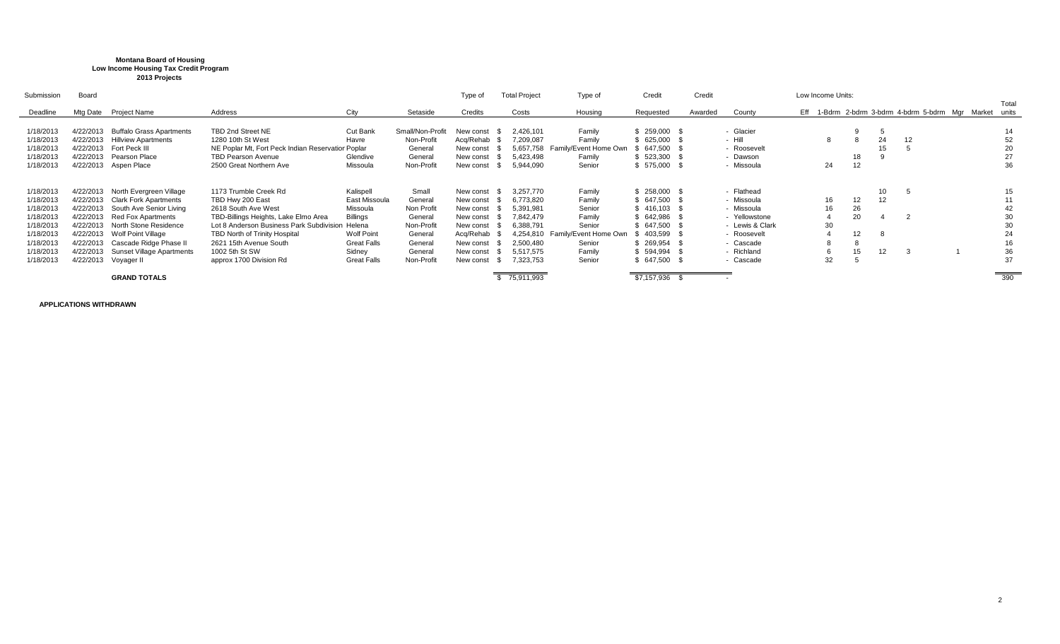**Montana Board of Housing**
**Low Income Housing Tax Credit Program**
**2013 Projects**

| Submission Deadline | Board Mtg Date | Project Name | Address | City | Setaside | Type of Credits | Total Project Costs | Type of Housing | Credit Requested | Credit Awarded | County | Low Income Units: Eff | 1-Bdrm | 2-bdrm | 3-bdrm | 4-bdrm | 5-bdrm | Mgr | Market | Total units |
|---|---|---|---|---|---|---|---|---|---|---|---|---|---|---|---|---|---|---|---|---|
| 1/18/2013 | 4/22/2013 | Buffalo Grass Apartments | TBD 2nd Street NE | Cut Bank | Small/Non-Profit | New const | $ 2,426,101 | Family | $ 259,000 | $ - | Glacier | | | 9 | 5 | | | | | 14 |
| 1/18/2013 | 4/22/2013 | Hillview Apartments | 1280 10th St West | Havre | Non-Profit | Acq/Rehab | $ 7,209,087 | Family | $ 625,000 | $ - | Hill | | 8 | 8 | 24 | 12 | | | | 52 |
| 1/18/2013 | 4/22/2013 | Fort Peck III | NE Poplar Mt, Fort Peck Indian Reservation | Poplar | General | New const | $ 5,657,758 | Family/Event Home Own | $ 647,500 | $ - | Roosevelt | | | | 15 | 5 | | | | 20 |
| 1/18/2013 | 4/22/2013 | Pearson Place | TBD Pearson Avenue | Glendive | General | New const | $ 5,423,498 | Family | $ 523,300 | $ - | Dawson | | | 18 | 9 | | | | | 27 |
| 1/18/2013 | 4/22/2013 | Aspen Place | 2500 Great Northern Ave | Missoula | Non-Profit | New const | $ 5,944,090 | Senior | $ 575,000 | $ - | Missoula | | 24 | 12 | | | | | | 36 |
| 1/18/2013 | 4/22/2013 | North Evergreen Village | 1173 Trumble Creek Rd | Kalispell | Small | New const | $ 3,257,770 | Family | $ 258,000 | $ - | Flathead | | | | 10 | 5 | | | | 15 |
| 1/18/2013 | 4/22/2013 | Clark Fork Apartments | TBD Hwy 200 East | East Missoula | General | New const | $ 6,773,820 | Family | $ 647,500 | $ - | Missoula | | 16 | 12 | 12 | | | | | 11 |
| 1/18/2013 | 4/22/2013 | South Ave Senior Living | 2618 South Ave West | Missoula | Non Profit | New const | $ 5,391,981 | Senior | $ 416,103 | $ - | Missoula | | 16 | 26 | | | | | | 42 |
| 1/18/2013 | 4/22/2013 | Red Fox Apartments | TBD-Billings Heights, Lake Elmo Area | Billings | General | New const | $ 7,842,479 | Family | $ 642,986 | $ - | Yellowstone | | 4 | 20 | 4 | 2 | | | | 30 |
| 1/18/2013 | 4/22/2013 | North Stone Residence | Lot 8 Anderson Business Park Subdivision | Helena | Non-Profit | New const | $ 6,388,791 | Senior | $ 647,500 | $ - | Lewis & Clark | | 30 | | | | | | | 30 |
| 1/18/2013 | 4/22/2013 | Wolf Point Village | TBD North of Trinity Hospital | Wolf Point | General | Acq/Rehab | $ 4,254,810 | Family/Event Home Own | $ 403,599 | $ - | Roosevelt | | 4 | 12 | 8 | | | | | 24 |
| 1/18/2013 | 4/22/2013 | Cascade Ridge Phase II | 2621 15th Avenue South | Great Falls | General | New const | $ 2,500,480 | Senior | $ 269,954 | $ - | Cascade | | 8 | 8 | | | | | | 16 |
| 1/18/2013 | 4/22/2013 | Sunset Village Apartments | 1002 5th St SW | Sidney | General | New const | $ 5,517,575 | Family | $ 594,994 | $ - | Richland | | 6 | 15 | 12 | 3 | | 1 | | 36 |
| 1/18/2013 | 4/22/2013 | Voyager II | approx 1700 Division Rd | Great Falls | Non-Profit | New const | $ 7,323,753 | Senior | $ 647,500 | $ - | Cascade | | 32 | 5 | | | | | | 37 |
| | | **GRAND TOTALS** | | | | | $ 75,911,993 | | $7,157,936 | $ - | | | | | | | | | | 390 |

**APPLICATIONS WITHDRAWN**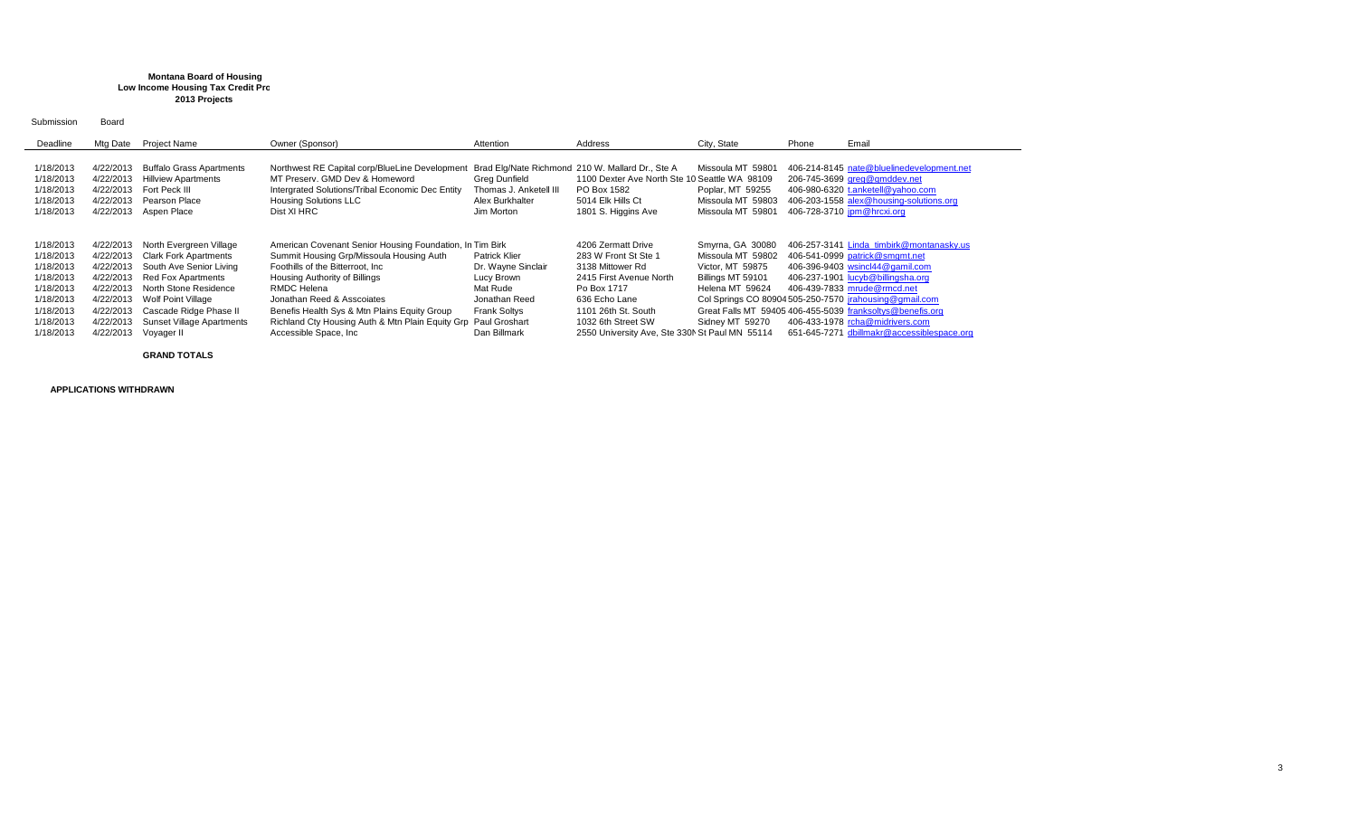**Montana Board of Housing**
**Low Income Housing Tax Credit Pro**
**2013 Projects**

| Submission Deadline | Board Mtg Date | Project Name | Owner (Sponsor) | Attention | Address | City, State | Phone | Email |
|---|---|---|---|---|---|---|---|---|
| 1/18/2013 | 4/22/2013 | Buffalo Grass Apartments | Northwest RE Capital corp/BlueLine Development | Brad Elg/Nate Richmond | 210 W. Mallard Dr., Ste A | Missoula MT 59801 | 406-214-8145 | nate@bluelinedevelopment.net |
| 1/18/2013 | 4/22/2013 | Hillview Apartments | MT Preserv. GMD Dev & Homeword | Greg Dunfield | 1100 Dexter Ave North Ste 10 | Seattle WA 98109 | 206-745-3699 | greg@gmddev.net |
| 1/18/2013 | 4/22/2013 | Fort Peck III | Intergrated Solutions/Tribal Economic Dec Entity | Thomas J. Anketell III | PO Box 1582 | Poplar, MT 59255 | 406-980-6320 | t.anketell@yahoo.com |
| 1/18/2013 | 4/22/2013 | Pearson Place | Housing Solutions LLC | Alex Burkhalter | 5014 Elk Hills Ct | Missoula MT 59803 | 406-203-1558 | alex@housing-solutions.org |
| 1/18/2013 | 4/22/2013 | Aspen Place | Dist XI HRC | Jim Morton | 1801 S. Higgins Ave | Missoula MT 59801 | 406-728-3710 | jpm@hrcxi.org |
| | | | | | | | | |
| 1/18/2013 | 4/22/2013 | North Evergreen Village | American Covenant Senior Housing Foundation, In | Tim Birk | 4206 Zermatt Drive | Smyrna, GA 30080 | 406-257-3141 | Linda_timbirk@montanasky.us |
| 1/18/2013 | 4/22/2013 | Clark Fork Apartments | Summit Housing Grp/Missoula Housing Auth | Patrick Klier | 283 W Front St Ste 1 | Missoula MT 59802 | 406-541-0999 | patrick@smgmt.net |
| 1/18/2013 | 4/22/2013 | South Ave Senior Living | Foothills of the Bitterroot, Inc | Dr. Wayne Sinclair | 3138 Mittower Rd | Victor, MT 59875 | 406-396-9403 | wsincl44@gamil.com |
| 1/18/2013 | 4/22/2013 | Red Fox Apartments | Housing Authority of Billings | Lucy Brown | 2415 First Avenue North | Billings MT 59101 | 406-237-1901 | lucyb@billingsha.org |
| 1/18/2013 | 4/22/2013 | North Stone Residence | RMDC Helena | Mat Rude | Po Box 1717 | Helena MT 59624 | 406-439-7833 | mrude@rmcd.net |
| 1/18/2013 | 4/22/2013 | Wolf Point Village | Jonathan Reed & Asscoiates | Jonathan Reed | 636 Echo Lane | Col Springs CO 80904 | 505-250-7570 | jrahousing@gmail.com |
| 1/18/2013 | 4/22/2013 | Cascade Ridge Phase II | Benefis Health Sys & Mtn Plains Equity Group | Frank Soltys | 1101 26th St. South | Great Falls MT 59405 | 406-455-5039 | franksoltys@benefis.org |
| 1/18/2013 | 4/22/2013 | Sunset Village Apartments | Richland Cty Housing Auth & Mtn Plain Equity Grp | Paul Groshart | 1032 6th Street SW | Sidney MT 59270 | 406-433-1978 | rcha@midrivers.com |
| 1/18/2013 | 4/22/2013 | Voyager II | Accessible Space, Inc | Dan Billmark | 2550 University Ave, Ste 330N | St Paul MN 55114 | 651-645-7271 | dbillmakr@accessiblespace.org |

**GRAND TOTALS**

**APPLICATIONS WITHDRAWN**